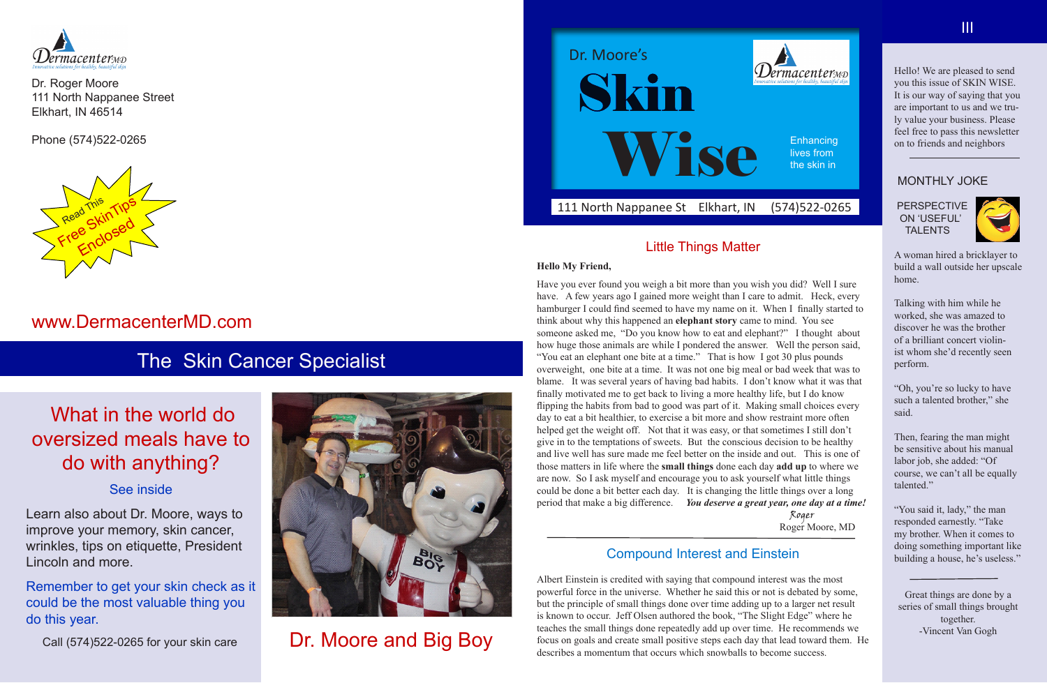Dermacenter MD
Innovative solutions for healthy, beautiful skin

Dr. Roger Moore
111 North Nappanee Street
Elkhart, IN 46514

Phone (574)522-0265

Read This
Free Skin Tips
Enclosed

www.DermacenterMD.com

## The Skin Cancer Specialist

## What in the world do oversized meals have to do with anything?

See inside

Learn also about Dr. Moore, ways to improve your memory, skin cancer, wrinkles, tips on etiquette, President Lincoln and more.

Remember to get your skin check as it could be the most valuable thing you do this year.

Call (574)522-0265 for your skin care

Dr. Moore and Big Boy

Dr. Moore's

# Skin Wise

Dermacenter MD
Innovative solutions for healthy, beautiful skin

Enhancing lives from the skin in

111 North Nappanee St Elkhart, IN (574)522-0265

## Little Things Matter

**Hello My Friend,**

Have you ever found you weigh a bit more than you wish you did? Well I sure have. A few years ago I gained more weight than I care to admit. Heck, every hamburger I could find seemed to have my name on it. When I finally started to think about why this happened an **elephant story** came to mind. You see someone asked me, "Do you know how to eat and elephant?" I thought about how huge those animals are while I pondered the answer. Well the person said, "You eat an elephant one bite at a time." That is how I got 30 plus pounds overweight, one bite at a time. It was not one big meal or bad week that was to blame. It was several years of having bad habits. I don't know what it was that finally motivated me to get back to living a more healthy life, but I do know flipping the habits from bad to good was part of it. Making small choices every day to eat a bit healthier, to exercise a bit more and show restraint more often helped get the weight off. Not that it was easy, or that sometimes I still don't give in to the temptations of sweets. But the conscious decision to be healthy and live well has sure made me feel better on the inside and out. This is one of those matters in life where the **small things** done each day **add up** to where we are now. So I ask myself and encourage you to ask yourself what little things could be done a bit better each day. It is changing the little things over a long period that make a big difference. ***You deserve a great year, one day at a time!***

Roger
Roger Moore, MD

## Compound Interest and Einstein

Albert Einstein is credited with saying that compound interest was the most powerful force in the universe. Whether he said this or not is debated by some, but the principle of small things done over time adding up to a larger net result is known to occur. Jeff Olsen authored the book, "The Slight Edge" where he teaches the small things done repeatedly add up over time. He recommends we focus on goals and create small positive steps each day that lead toward them. He describes a momentum that occurs which snowballs to become success.

III

Hello! We are pleased to send you this issue of SKIN WISE. It is our way of saying that you are important to us and we truly value your business. Please feel free to pass this newsletter on to friends and neighbors

## MONTHLY JOKE

PERSPECTIVE ON 'USEFUL' TALENTS

A woman hired a bricklayer to build a wall outside her upscale home.

Talking with him while he worked, she was amazed to discover he was the brother of a brilliant concert violinist whom she'd recently seen perform.

"Oh, you're so lucky to have such a talented brother," she said.

Then, fearing the man might be sensitive about his manual labor job, she added: "Of course, we can't all be equally talented."

"You said it, lady," the man responded earnestly. "Take my brother. When it comes to doing something important like building a house, he's useless."

Great things are done by a series of small things brought together.
-Vincent Van Gogh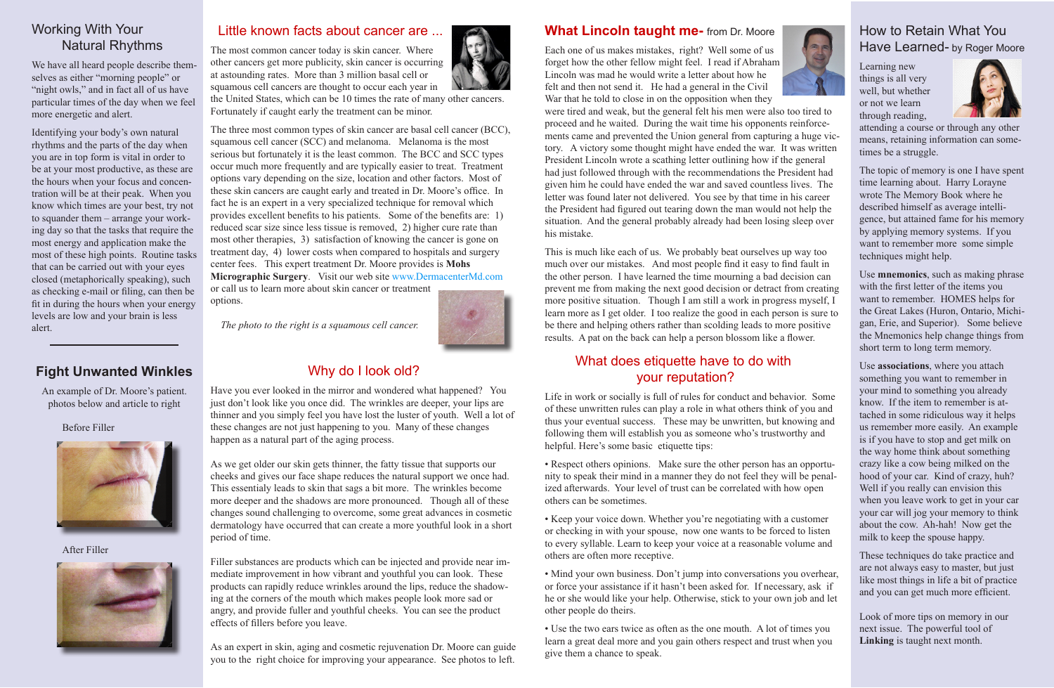## Working With Your Natural Rhythms

We have all heard people describe themselves as either "morning people" or "night owls," and in fact all of us have particular times of the day when we feel more energetic and alert.

Identifying your body's own natural rhythms and the parts of the day when you are in top form is vital in order to be at your most productive, as these are the hours when your focus and concentration will be at their peak. When you know which times are your best, try not to squander them – arrange your working day so that the tasks that require the most energy and application make the most of these high points. Routine tasks that can be carried out with your eyes closed (metaphorically speaking), such as checking e-mail or filing, can then be fit in during the hours when your energy levels are low and your brain is less alert.

## Fight Unwanted Winkles

An example of Dr. Moore's patient. photos below and article to right

Before Filler

After Filler

## Little known facts about cancer are ...

The most common cancer today is skin cancer. Where other cancers get more publicity, skin cancer is occurring at astounding rates. More than 3 million basal cell or squamous cell cancers are thought to occur each year in the United States, which can be 10 times the rate of many other cancers. Fortunately if caught early the treatment can be minor.

The three most common types of skin cancer are basal cell cancer (BCC), squamous cell cancer (SCC) and melanoma. Melanoma is the most serious but fortunately it is the least common. The BCC and SCC types occur much more frequently and are typically easier to treat. Treatment options vary depending on the size, location and other factors. Most of these skin cancers are caught early and treated in Dr. Moore's office. In fact he is an expert in a very specialized technique for removal which provides excellent benefits to his patients. Some of the benefits are: 1) reduced scar size since less tissue is removed, 2) higher cure rate than most other therapies, 3) satisfaction of knowing the cancer is gone on treatment day, 4) lower costs when compared to hospitals and surgery center fees. This expert treatment Dr. Moore provides is **Mohs Micrographic Surgery**. Visit our web site www.DermacenterMd.com or call us to learn more about skin cancer or treatment options.

*The photo to the right is a squamous cell cancer.*

## Why do I look old?

Have you ever looked in the mirror and wondered what happened? You just don't look like you once did. The wrinkles are deeper, your lips are thinner and you simply feel you have lost the luster of youth. Well a lot of these changes are not just happening to you. Many of these changes happen as a natural part of the aging process.

As we get older our skin gets thinner, the fatty tissue that supports our cheeks and gives our face shape reduces the natural support we once had. This essentially leads to skin that sags a bit more. The wrinkles become more deeper and the shadows are more pronounced. Though all of these changes sound challenging to overcome, some great advances in cosmetic dermatology have occurred that can create a more youthful look in a short period of time.

Filler substances are products which can be injected and provide near immediate improvement in how vibrant and youthful you can look. These products can rapidly reduce wrinkles around the lips, reduce the shadowing at the corners of the mouth which makes people look more sad or angry, and provide fuller and youthful cheeks. You can see the product effects of fillers before you leave.

As an expert in skin, aging and cosmetic rejuvenation Dr. Moore can guide you to the right choice for improving your appearance. See photos to left.

## What Lincoln taught me- from Dr. Moore

Each one of us makes mistakes, right? Well some of us forget how the other fellow might feel. I read if Abraham Lincoln was mad he would write a letter about how he felt and then not send it. He had a general in the Civil War that he told to close in on the opposition when they were tired and weak, but the general felt his men were also too tired to proceed and he waited. During the wait time his opponents reinforcements came and prevented the Union general from capturing a huge victory. A victory some thought might have ended the war. It was written President Lincoln wrote a scathing letter outlining how if the general had just followed through with the recommendations the President had given him he could have ended the war and saved countless lives. The letter was found later not delivered. You see by that time in his career the President had figured out tearing down the man would not help the situation. And the general probably already had been losing sleep over his mistake.

This is much like each of us. We probably beat ourselves up way too much over our mistakes. And most people find it easy to find fault in the other person. I have learned the time mourning a bad decision can prevent me from making the next good decision or detract from creating more positive situation. Though I am still a work in progress myself, I learn more as I get older. I too realize the good in each person is sure to be there and helping others rather than scolding leads to more positive results. A pat on the back can help a person blossom like a flower.

## What does etiquette have to do with your reputation?

Life in work or socially is full of rules for conduct and behavior. Some of these unwritten rules can play a role in what others think of you and thus your eventual success. These may be unwritten, but knowing and following them will establish you as someone who's trustworthy and helpful. Here's some basic etiquette tips:

• Respect others opinions. Make sure the other person has an opportunity to speak their mind in a manner they do not feel they will be penalized afterwards. Your level of trust can be correlated with how open others can be sometimes.

• Keep your voice down. Whether you're negotiating with a customer or checking in with your spouse, now one wants to be forced to listen to every syllable. Learn to keep your voice at a reasonable volume and others are often more receptive.

• Mind your own business. Don't jump into conversations you overhear, or force your assistance if it hasn't been asked for. If necessary, ask if he or she would like your help. Otherwise, stick to your own job and let other people do theirs.

• Use the two ears twice as often as the one mouth. A lot of times you learn a great deal more and you gain others respect and trust when you give them a chance to speak.

## How to Retain What You Have Learned- by Roger Moore

Learning new things is all very well, but whether or not we learn through reading, attending a course or through any other means, retaining information can sometimes be a struggle.

The topic of memory is one I have spent time learning about. Harry Lorayne wrote The Memory Book where he described himself as average intelligence, but attained fame for his memory by applying memory systems. If you want to remember more some simple techniques might help.

Use **mnemonics**, such as making phrase with the first letter of the items you want to remember. HOMES helps for the Great Lakes (Huron, Ontario, Michigan, Erie, and Superior). Some believe the Mnemonics help change things from short term to long term memory.

Use **associations**, where you attach something you want to remember in your mind to something you already know. If the item to remember is attached in some ridiculous way it helps us remember more easily. An example is if you have to stop and get milk on the way home think about something crazy like a cow being milked on the hood of your car. Kind of crazy, huh? Well if you really can envision this when you leave work to get in your car your car will jog your memory to think about the cow. Ah-hah! Now get the milk to keep the spouse happy.

These techniques do take practice and are not always easy to master, but just like most things in life a bit of practice and you can get much more efficient.

Look of more tips on memory in our next issue. The powerful tool of **Linking** is taught next month.